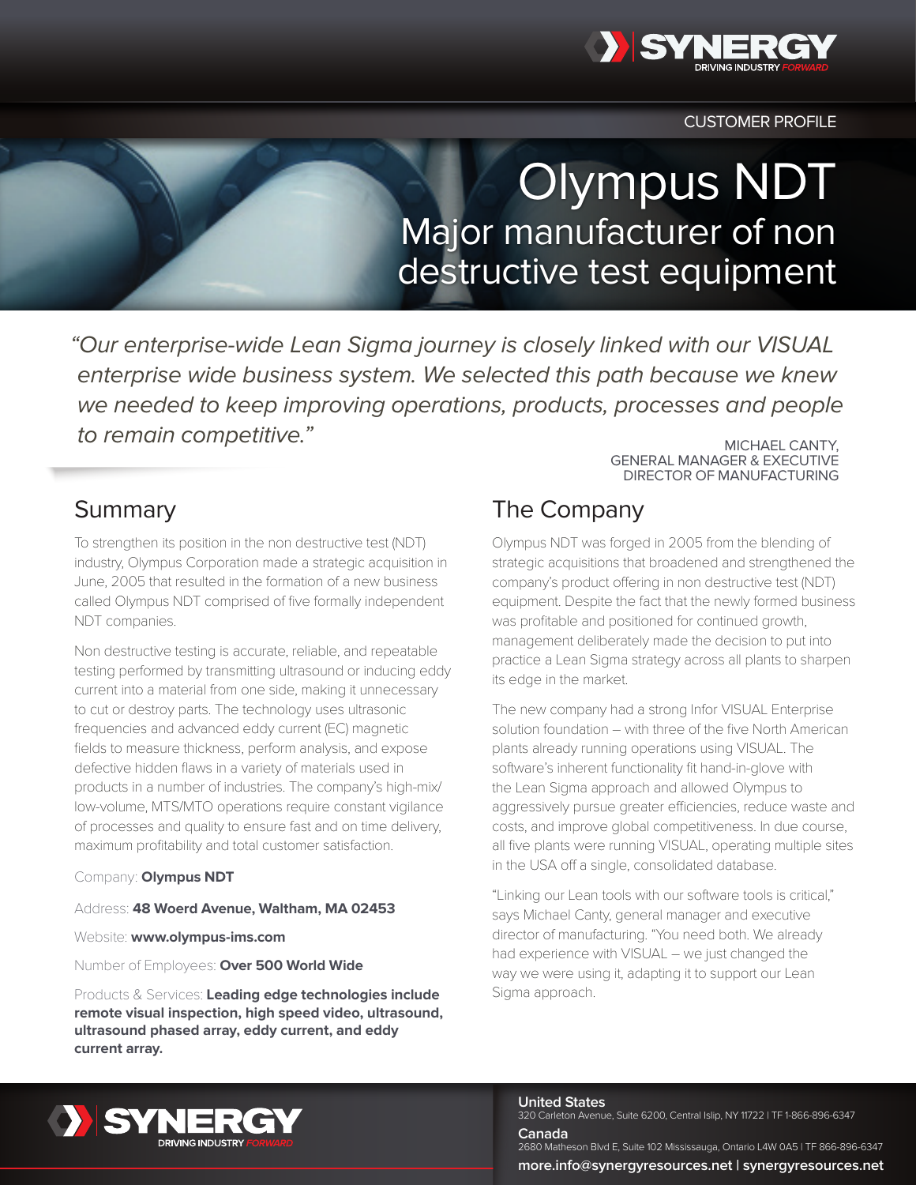CUSTOMER PROFILE

# Olympus NDT

## Major manufacturer of non destructive test equipment

*"Our enterprise-wide Lean Sigma journey is closely linked with our VISUAL enterprise wide business system. We selected this path because we knew we needed to keep improving operations, products, processes and people to remain competitive."*

MICHAEL CANTY,
GENERAL MANAGER & EXECUTIVE
DIRECTOR OF MANUFACTURING

## Summary

To strengthen its position in the non destructive test (NDT) industry, Olympus Corporation made a strategic acquisition in June, 2005 that resulted in the formation of a new business called Olympus NDT comprised of five formally independent NDT companies.

Non destructive testing is accurate, reliable, and repeatable testing performed by transmitting ultrasound or inducing eddy current into a material from one side, making it unnecessary to cut or destroy parts. The technology uses ultrasonic frequencies and advanced eddy current (EC) magnetic fields to measure thickness, perform analysis, and expose defective hidden flaws in a variety of materials used in products in a number of industries. The company's high-mix/low-volume, MTS/MTO operations require constant vigilance of processes and quality to ensure fast and on time delivery, maximum profitability and total customer satisfaction.

Company: **Olympus NDT**

Address: **48 Woerd Avenue, Waltham, MA 02453**

Website: **www.olympus-ims.com**

Number of Employees: **Over 500 World Wide**

Products & Services: **Leading edge technologies include remote visual inspection, high speed video, ultrasound, ultrasound phased array, eddy current, and eddy current array.**

## The Company

Olympus NDT was forged in 2005 from the blending of strategic acquisitions that broadened and strengthened the company's product offering in non destructive test (NDT) equipment. Despite the fact that the newly formed business was profitable and positioned for continued growth, management deliberately made the decision to put into practice a Lean Sigma strategy across all plants to sharpen its edge in the market.

The new company had a strong Infor VISUAL Enterprise solution foundation – with three of the five North American plants already running operations using VISUAL. The software's inherent functionality fit hand-in-glove with the Lean Sigma approach and allowed Olympus to aggressively pursue greater efficiencies, reduce waste and costs, and improve global competitiveness. In due course, all five plants were running VISUAL, operating multiple sites in the USA off a single, consolidated database.

"Linking our Lean tools with our software tools is critical," says Michael Canty, general manager and executive director of manufacturing. "You need both. We already had experience with VISUAL – we just changed the way we were using it, adapting it to support our Lean Sigma approach.

**United States**
320 Carleton Avenue, Suite 6200, Central Islip, NY 11722 | TF 1-866-896-6347

**Canada**
2680 Matheson Blvd E, Suite 102 Mississauga, Ontario L4W 0A5 | TF 866-896-6347

**more.info@synergyresources.net | synergyresources.net**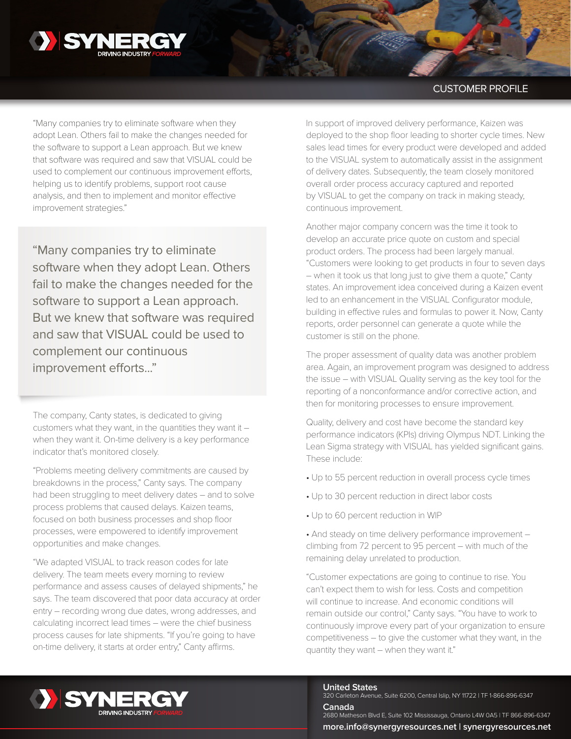CUSTOMER PROFILE

"Many companies try to eliminate software when they adopt Lean. Others fail to make the changes needed for the software to support a Lean approach. But we knew that software was required and saw that VISUAL could be used to complement our continuous improvement efforts, helping us to identify problems, support root cause analysis, and then to implement and monitor effective improvement strategies."

> "Many companies try to eliminate software when they adopt Lean. Others fail to make the changes needed for the software to support a Lean approach. But we knew that software was required and saw that VISUAL could be used to complement our continuous improvement efforts..."

The company, Canty states, is dedicated to giving customers what they want, in the quantities they want it – when they want it. On-time delivery is a key performance indicator that's monitored closely.

"Problems meeting delivery commitments are caused by breakdowns in the process," Canty says. The company had been struggling to meet delivery dates – and to solve process problems that caused delays. Kaizen teams, focused on both business processes and shop floor processes, were empowered to identify improvement opportunities and make changes.

"We adapted VISUAL to track reason codes for late delivery. The team meets every morning to review performance and assess causes of delayed shipments," he says. The team discovered that poor data accuracy at order entry – recording wrong due dates, wrong addresses, and calculating incorrect lead times – were the chief business process causes for late shipments. "If you're going to have on-time delivery, it starts at order entry," Canty affirms.

In support of improved delivery performance, Kaizen was deployed to the shop floor leading to shorter cycle times. New sales lead times for every product were developed and added to the VISUAL system to automatically assist in the assignment of delivery dates. Subsequently, the team closely monitored overall order process accuracy captured and reported by VISUAL to get the company on track in making steady, continuous improvement.

Another major company concern was the time it took to develop an accurate price quote on custom and special product orders. The process had been largely manual. "Customers were looking to get products in four to seven days – when it took us that long just to give them a quote," Canty states. An improvement idea conceived during a Kaizen event led to an enhancement in the VISUAL Configurator module, building in effective rules and formulas to power it. Now, Canty reports, order personnel can generate a quote while the customer is still on the phone.

The proper assessment of quality data was another problem area. Again, an improvement program was designed to address the issue – with VISUAL Quality serving as the key tool for the reporting of a nonconformance and/or corrective action, and then for monitoring processes to ensure improvement.

Quality, delivery and cost have become the standard key performance indicators (KPIs) driving Olympus NDT. Linking the Lean Sigma strategy with VISUAL has yielded significant gains. These include:

- Up to 55 percent reduction in overall process cycle times
- Up to 30 percent reduction in direct labor costs
- Up to 60 percent reduction in WIP
- And steady on time delivery performance improvement – climbing from 72 percent to 95 percent – with much of the remaining delay unrelated to production.

"Customer expectations are going to continue to rise. You can't expect them to wish for less. Costs and competition will continue to increase. And economic conditions will remain outside our control," Canty says. "You have to work to continuously improve every part of your organization to ensure competitiveness – to give the customer what they want, in the quantity they want – when they want it."

SYNERGY
DRIVING INDUSTRY FORWARD

**United States**
320 Carleton Avenue, Suite 6200, Central Islip, NY 11722 | TF 1-866-896-6347

**Canada**
2680 Matheson Blvd E, Suite 102 Mississauga, Ontario L4W 0A5 | TF 866-896-6347

**more.info@synergyresources.net | synergyresources.net**